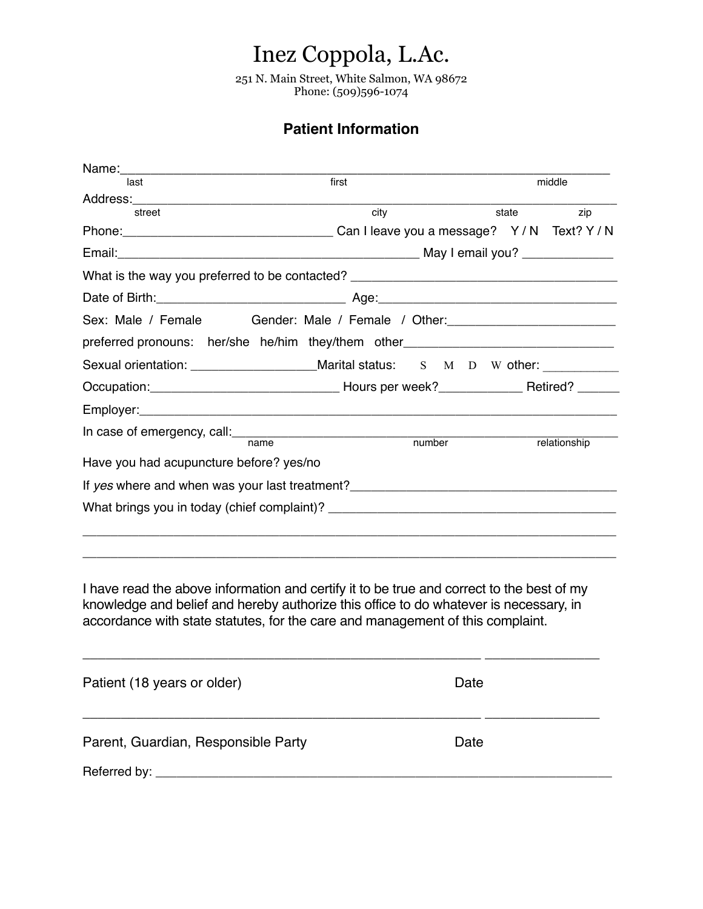# Inez Coppola, L.Ac.

251 N. Main Street, White Salmon, WA 98672
Phone: (509)596-1074

## Patient Information

Name:_______________________________________________________________
last first middle

Address:_____________________________________________________________
street city state zip

Phone:______________________________ Can I leave you a message? Y / N Text? Y / N

Email:____________________________________________ May I email you? _____________

What is the way you preferred to be contacted? ______________________________________

Date of Birth:___________________________ Age:___________________________________

Sex: Male / Female Gender: Male / Female / Other:________________________

preferred pronouns: her/she he/him they/them other_______________________________

Sexual orientation: _________________Marital status: S M D W other: ___________

Occupation:___________________________ Hours per week?____________ Retired? ______

Employer:___________________________________________________________________

In case of emergency, call:__________________________________________________________
name number relationship

Have you had acupuncture before? yes/no

If *yes* where and when was your last treatment?______________________________________

What brings you in today (chief complaint)? __________________________________________

______________________________________________________________________________

______________________________________________________________________________

I have read the above information and certify it to be true and correct to the best of my knowledge and belief and hereby authorize this office to do whatever is necessary, in accordance with state statutes, for the care and management of this complaint.

_____________________________________________________ _______________

Patient (18 years or older) Date

_____________________________________________________ _______________

Parent, Guardian, Responsible Party Date

Referred by: ______________________________________________________________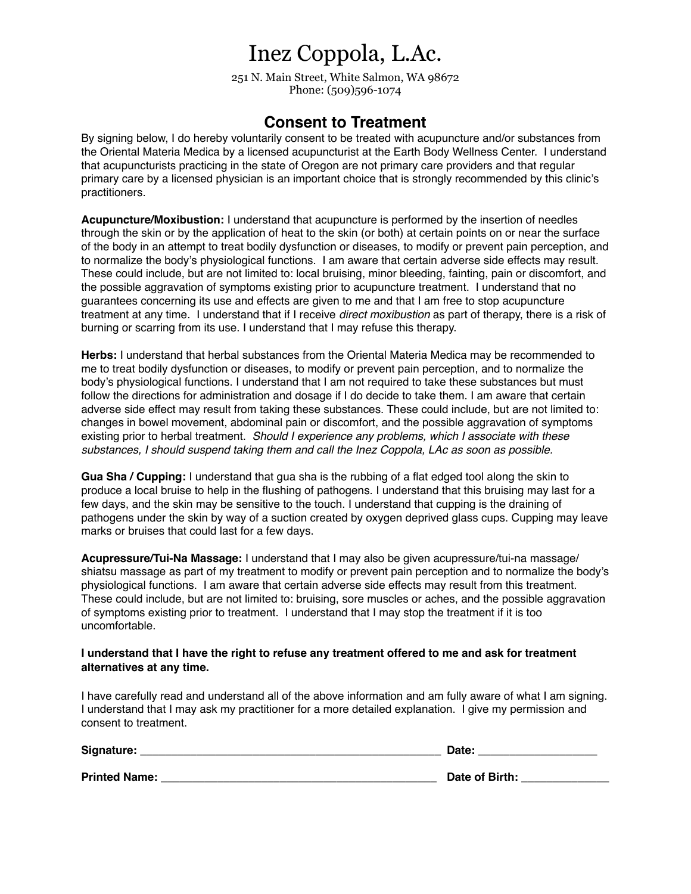# Inez Coppola, L.Ac.

251 N. Main Street, White Salmon, WA 98672
Phone: (509)596-1074

## Consent to Treatment

By signing below, I do hereby voluntarily consent to be treated with acupuncture and/or substances from the Oriental Materia Medica by a licensed acupuncturist at the Earth Body Wellness Center. I understand that acupuncturists practicing in the state of Oregon are not primary care providers and that regular primary care by a licensed physician is an important choice that is strongly recommended by this clinic's practitioners.

**Acupuncture/Moxibustion:** I understand that acupuncture is performed by the insertion of needles through the skin or by the application of heat to the skin (or both) at certain points on or near the surface of the body in an attempt to treat bodily dysfunction or diseases, to modify or prevent pain perception, and to normalize the body's physiological functions. I am aware that certain adverse side effects may result. These could include, but are not limited to: local bruising, minor bleeding, fainting, pain or discomfort, and the possible aggravation of symptoms existing prior to acupuncture treatment. I understand that no guarantees concerning its use and effects are given to me and that I am free to stop acupuncture treatment at any time. I understand that if I receive *direct moxibustion* as part of therapy, there is a risk of burning or scarring from its use. I understand that I may refuse this therapy.

**Herbs:** I understand that herbal substances from the Oriental Materia Medica may be recommended to me to treat bodily dysfunction or diseases, to modify or prevent pain perception, and to normalize the body's physiological functions. I understand that I am not required to take these substances but must follow the directions for administration and dosage if I do decide to take them. I am aware that certain adverse side effect may result from taking these substances. These could include, but are not limited to: changes in bowel movement, abdominal pain or discomfort, and the possible aggravation of symptoms existing prior to herbal treatment. *Should I experience any problems, which I associate with these substances, I should suspend taking them and call the Inez Coppola, LAc as soon as possible.*

**Gua Sha / Cupping:** I understand that gua sha is the rubbing of a flat edged tool along the skin to produce a local bruise to help in the flushing of pathogens. I understand that this bruising may last for a few days, and the skin may be sensitive to the touch. I understand that cupping is the draining of pathogens under the skin by way of a suction created by oxygen deprived glass cups. Cupping may leave marks or bruises that could last for a few days.

**Acupressure/Tui-Na Massage:** I understand that I may also be given acupressure/tui-na massage/shiatsu massage as part of my treatment to modify or prevent pain perception and to normalize the body's physiological functions. I am aware that certain adverse side effects may result from this treatment. These could include, but are not limited to: bruising, sore muscles or aches, and the possible aggravation of symptoms existing prior to treatment. I understand that I may stop the treatment if it is too uncomfortable.

**I understand that I have the right to refuse any treatment offered to me and ask for treatment alternatives at any time.**

I have carefully read and understand all of the above information and am fully aware of what I am signing. I understand that I may ask my practitioner for a more detailed explanation. I give my permission and consent to treatment.

**Signature:** _______________________________________________ **Date:** ___________________

**Printed Name:** ____________________________________________ **Date of Birth:** ______________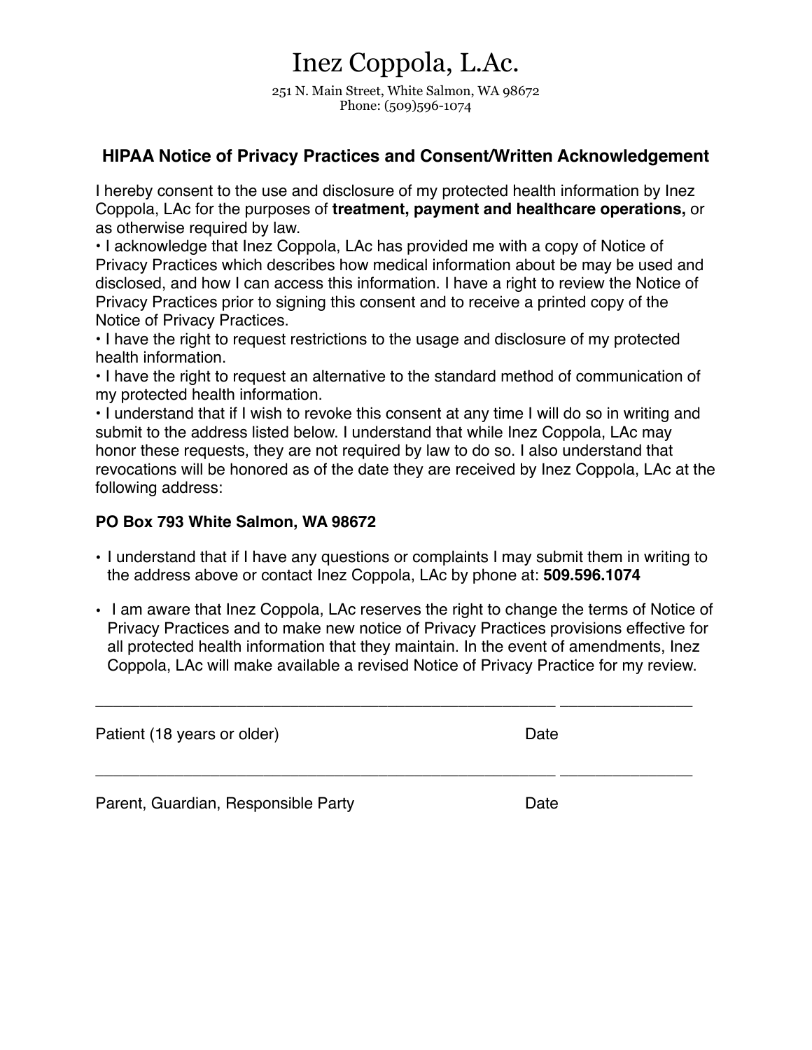# Inez Coppola, L.Ac.

251 N. Main Street, White Salmon, WA 98672
Phone: (509)596-1074

## HIPAA Notice of Privacy Practices and Consent/Written Acknowledgement

I hereby consent to the use and disclosure of my protected health information by Inez Coppola, LAc for the purposes of **treatment, payment and healthcare operations,** or as otherwise required by law.

- I acknowledge that Inez Coppola, LAc has provided me with a copy of Notice of Privacy Practices which describes how medical information about be may be used and disclosed, and how I can access this information. I have a right to review the Notice of Privacy Practices prior to signing this consent and to receive a printed copy of the Notice of Privacy Practices.
- I have the right to request restrictions to the usage and disclosure of my protected health information.
- I have the right to request an alternative to the standard method of communication of my protected health information.
- I understand that if I wish to revoke this consent at any time I will do so in writing and submit to the address listed below. I understand that while Inez Coppola, LAc may honor these requests, they are not required by law to do so. I also understand that revocations will be honored as of the date they are received by Inez Coppola, LAc at the following address:

**PO Box 793 White Salmon, WA 98672**

- I understand that if I have any questions or complaints I may submit them in writing to the address above or contact Inez Coppola, LAc by phone at: **509.596.1074**
- I am aware that Inez Coppola, LAc reserves the right to change the terms of Notice of Privacy Practices and to make new notice of Privacy Practices provisions effective for all protected health information that they maintain. In the event of amendments, Inez Coppola, LAc will make available a revised Notice of Privacy Practice for my review.

______________________________________________________ _______________

Patient (18 years or older) Date

______________________________________________________ _______________

Parent, Guardian, Responsible Party Date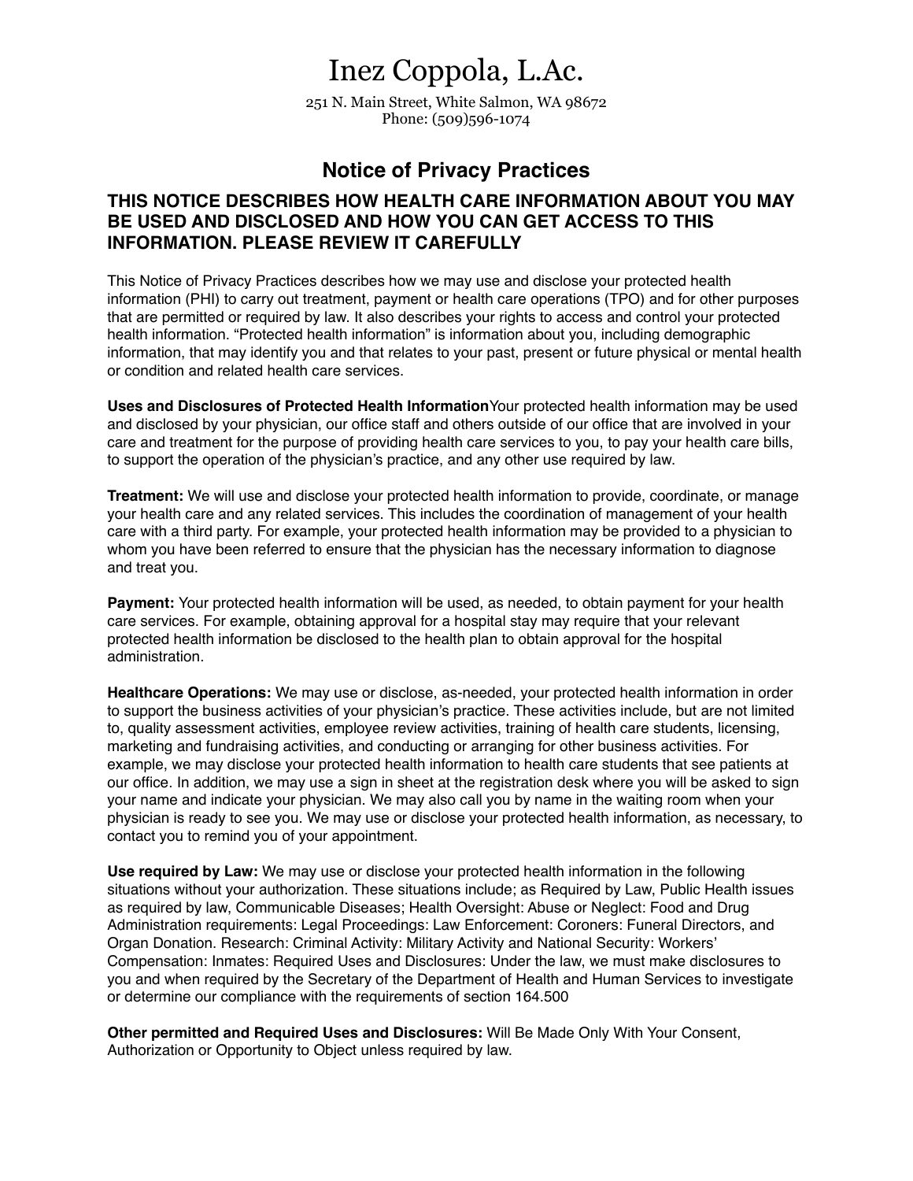# Inez Coppola, L.Ac.

251 N. Main Street, White Salmon, WA 98672
Phone: (509)596-1074

## Notice of Privacy Practices

### THIS NOTICE DESCRIBES HOW HEALTH CARE INFORMATION ABOUT YOU MAY BE USED AND DISCLOSED AND HOW YOU CAN GET ACCESS TO THIS INFORMATION. PLEASE REVIEW IT CAREFULLY

This Notice of Privacy Practices describes how we may use and disclose your protected health information (PHI) to carry out treatment, payment or health care operations (TPO) and for other purposes that are permitted or required by law. It also describes your rights to access and control your protected health information. "Protected health information" is information about you, including demographic information, that may identify you and that relates to your past, present or future physical or mental health or condition and related health care services.

**Uses and Disclosures of Protected Health Information**Your protected health information may be used and disclosed by your physician, our office staff and others outside of our office that are involved in your care and treatment for the purpose of providing health care services to you, to pay your health care bills, to support the operation of the physician's practice, and any other use required by law.

**Treatment:** We will use and disclose your protected health information to provide, coordinate, or manage your health care and any related services. This includes the coordination of management of your health care with a third party. For example, your protected health information may be provided to a physician to whom you have been referred to ensure that the physician has the necessary information to diagnose and treat you.

**Payment:** Your protected health information will be used, as needed, to obtain payment for your health care services. For example, obtaining approval for a hospital stay may require that your relevant protected health information be disclosed to the health plan to obtain approval for the hospital administration.

**Healthcare Operations:** We may use or disclose, as-needed, your protected health information in order to support the business activities of your physician's practice. These activities include, but are not limited to, quality assessment activities, employee review activities, training of health care students, licensing, marketing and fundraising activities, and conducting or arranging for other business activities. For example, we may disclose your protected health information to health care students that see patients at our office. In addition, we may use a sign in sheet at the registration desk where you will be asked to sign your name and indicate your physician. We may also call you by name in the waiting room when your physician is ready to see you. We may use or disclose your protected health information, as necessary, to contact you to remind you of your appointment.

**Use required by Law:** We may use or disclose your protected health information in the following situations without your authorization. These situations include; as Required by Law, Public Health issues as required by law, Communicable Diseases; Health Oversight: Abuse or Neglect: Food and Drug Administration requirements: Legal Proceedings: Law Enforcement: Coroners: Funeral Directors, and Organ Donation. Research: Criminal Activity: Military Activity and National Security: Workers' Compensation: Inmates: Required Uses and Disclosures: Under the law, we must make disclosures to you and when required by the Secretary of the Department of Health and Human Services to investigate or determine our compliance with the requirements of section 164.500

**Other permitted and Required Uses and Disclosures:** Will Be Made Only With Your Consent, Authorization or Opportunity to Object unless required by law.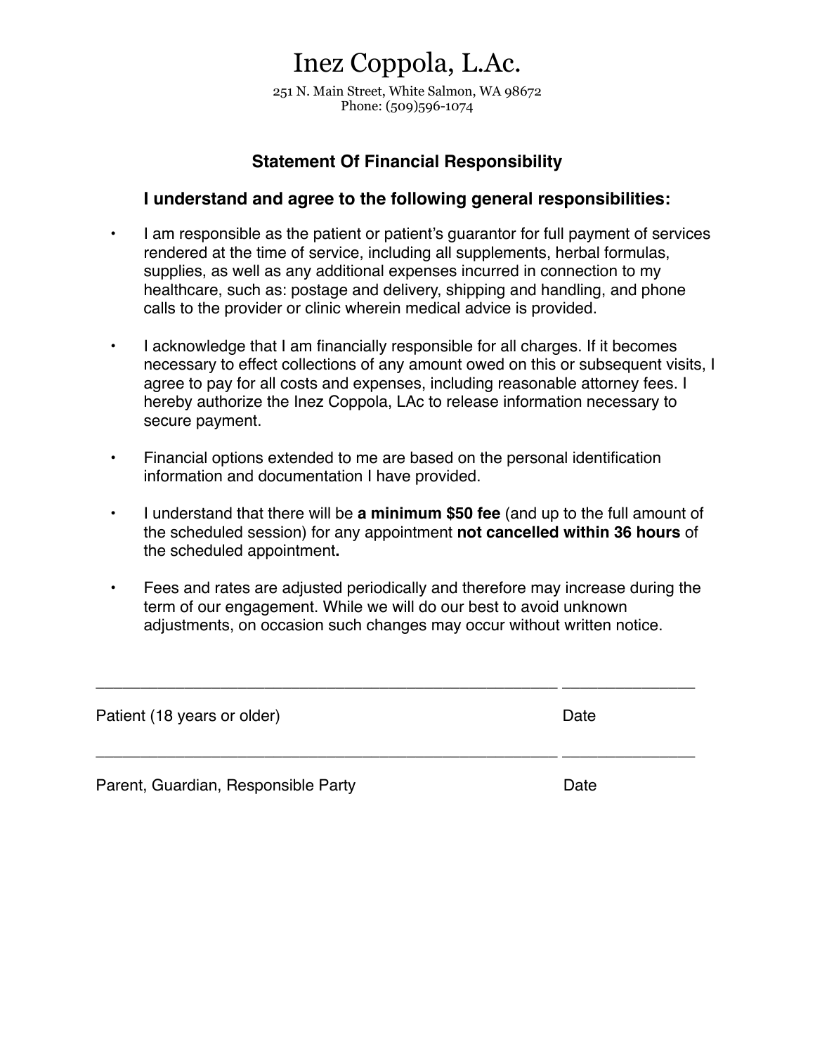# Inez Coppola, L.Ac.

251 N. Main Street, White Salmon, WA 98672
Phone: (509)596-1074

## Statement Of Financial Responsibility

### I understand and agree to the following general responsibilities:

- I am responsible as the patient or patient's guarantor for full payment of services rendered at the time of service, including all supplements, herbal formulas, supplies, as well as any additional expenses incurred in connection to my healthcare, such as: postage and delivery, shipping and handling, and phone calls to the provider or clinic wherein medical advice is provided.

- I acknowledge that I am financially responsible for all charges. If it becomes necessary to effect collections of any amount owed on this or subsequent visits, I agree to pay for all costs and expenses, including reasonable attorney fees. I hereby authorize the Inez Coppola, LAc to release information necessary to secure payment.

- Financial options extended to me are based on the personal identification information and documentation I have provided.

- I understand that there will be **a minimum $50 fee** (and up to the full amount of the scheduled session) for any appointment **not cancelled within 36 hours** of the scheduled appointment**.**

- Fees and rates are adjusted periodically and therefore may increase during the term of our engagement. While we will do our best to avoid unknown adjustments, on occasion such changes may occur without written notice.

_____________________________________________ _______________

Patient (18 years or older) Date

_____________________________________________ _______________

Parent, Guardian, Responsible Party Date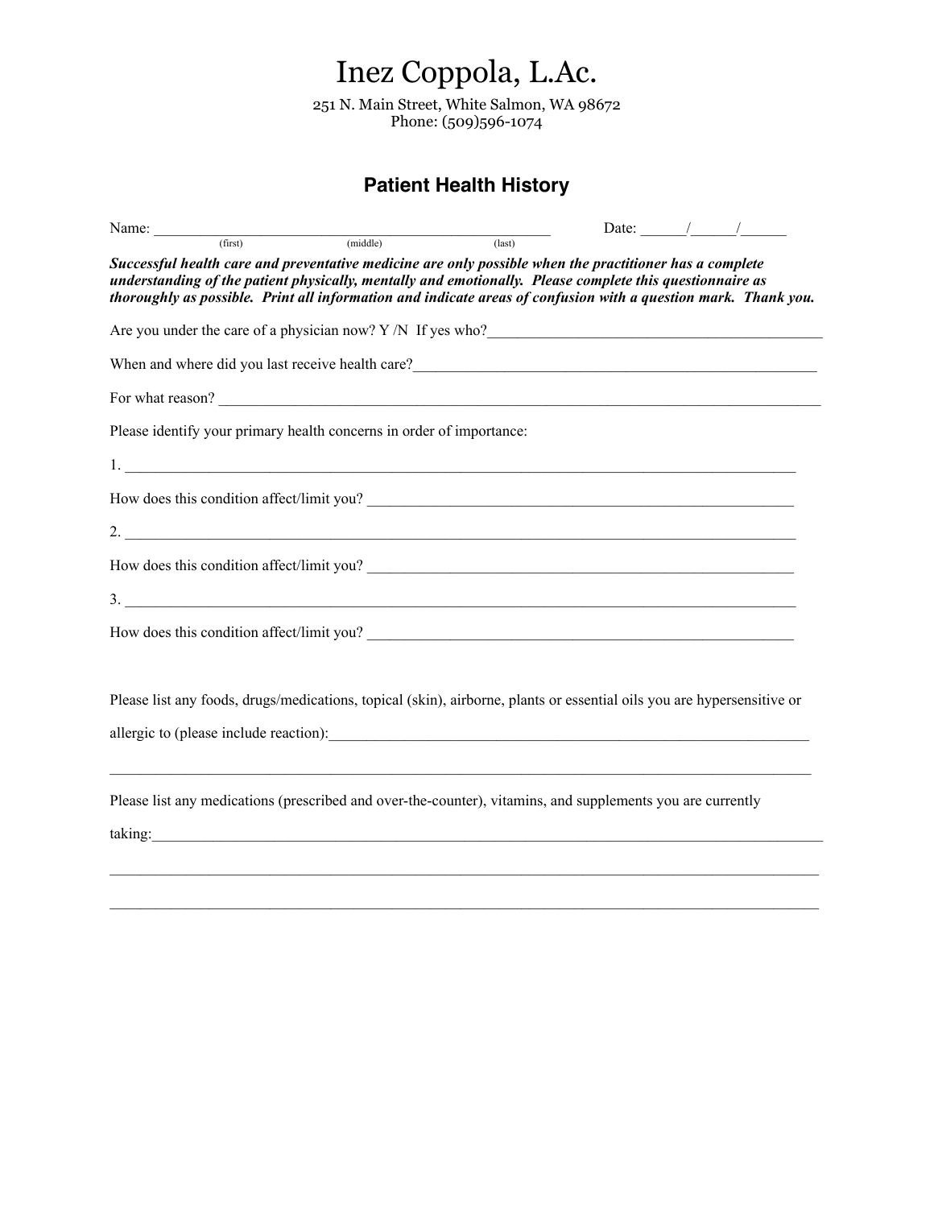# Inez Coppola, L.Ac.

251 N. Main Street, White Salmon, WA 98672
Phone: (509)596-1074

## Patient Health History

Name: ___________________________________________________ Date: ______/______/______
(first) (middle) (last)

***Successful health care and preventative medicine are only possible when the practitioner has a complete understanding of the patient physically, mentally and emotionally. Please complete this questionnaire as thoroughly as possible. Print all information and indicate areas of confusion with a question mark. Thank you.***

Are you under the care of a physician now? Y /N If yes who?_____________________________________________

When and where did you last receive health care?______________________________________________________

For what reason? _______________________________________________________________________________

Please identify your primary health concerns in order of importance:

1. _____________________________________________________________________________________________

How does this condition affect/limit you? ___________________________________________________________

2. _____________________________________________________________________________________________

How does this condition affect/limit you? ___________________________________________________________

3. _____________________________________________________________________________________________

How does this condition affect/limit you? ___________________________________________________________

Please list any foods, drugs/medications, topical (skin), airborne, plants or essential oils you are hypersensitive or allergic to (please include reaction):_________________________________________________________________

_______________________________________________________________________________________________

Please list any medications (prescribed and over-the-counter), vitamins, and supplements you are currently taking:__________________________________________________________________________________________

_______________________________________________________________________________________________

_______________________________________________________________________________________________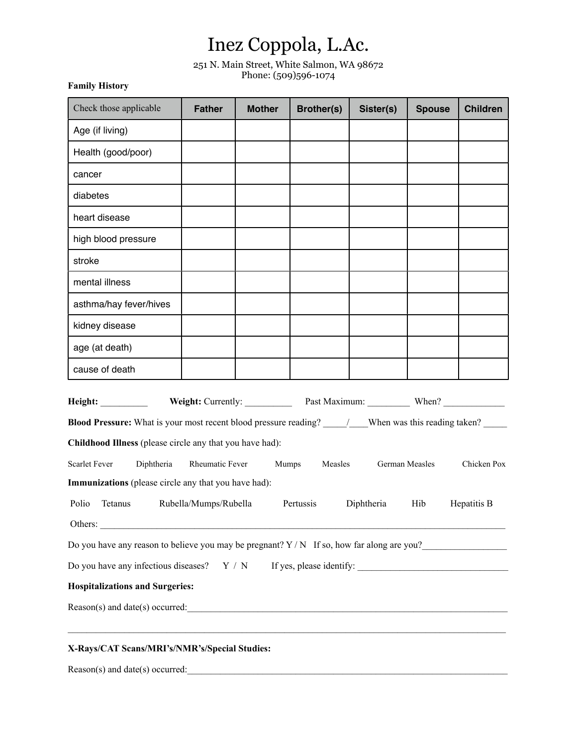# Inez Coppola, L.Ac.

251 N. Main Street, White Salmon, WA 98672
Phone: (509)596-1074

**Family History**

| Check those applicable | Father | Mother | Brother(s) | Sister(s) | Spouse | Children |
|---|---|---|---|---|---|---|
| Age (if living) | | | | | | |
| Health (good/poor) | | | | | | |
| cancer | | | | | | |
| diabetes | | | | | | |
| heart disease | | | | | | |
| high blood pressure | | | | | | |
| stroke | | | | | | |
| mental illness | | | | | | |
| asthma/hay fever/hives | | | | | | |
| kidney disease | | | | | | |
| age (at death) | | | | | | |
| cause of death | | | | | | |

**Height:** __________ **Weight:** Currently: __________ Past Maximum: _________ When? _____________

**Blood Pressure:** What is your most recent blood pressure reading? _____/____When was this reading taken? _____

**Childhood Illness** (please circle any that you have had):

Scarlet Fever Diphtheria Rheumatic Fever Mumps Measles German Measles Chicken Pox

**Immunizations** (please circle any that you have had):

Polio Tetanus Rubella/Mumps/Rubella Pertussis Diphtheria Hib Hepatitis B

Others: ______________________________________________________________________________________

Do you have any reason to believe you may be pregnant? Y / N If so, how far along are you?_________________

Do you have any infectious diseases? Y / N If yes, please identify: _______________________________

**Hospitalizations and Surgeries:**

Reason(s) and date(s) occurred:______________________________________________________________________

_____________________________________________________________________________________________

**X-Rays/CAT Scans/MRI's/NMR's/Special Studies:**

Reason(s) and date(s) occurred:______________________________________________________________________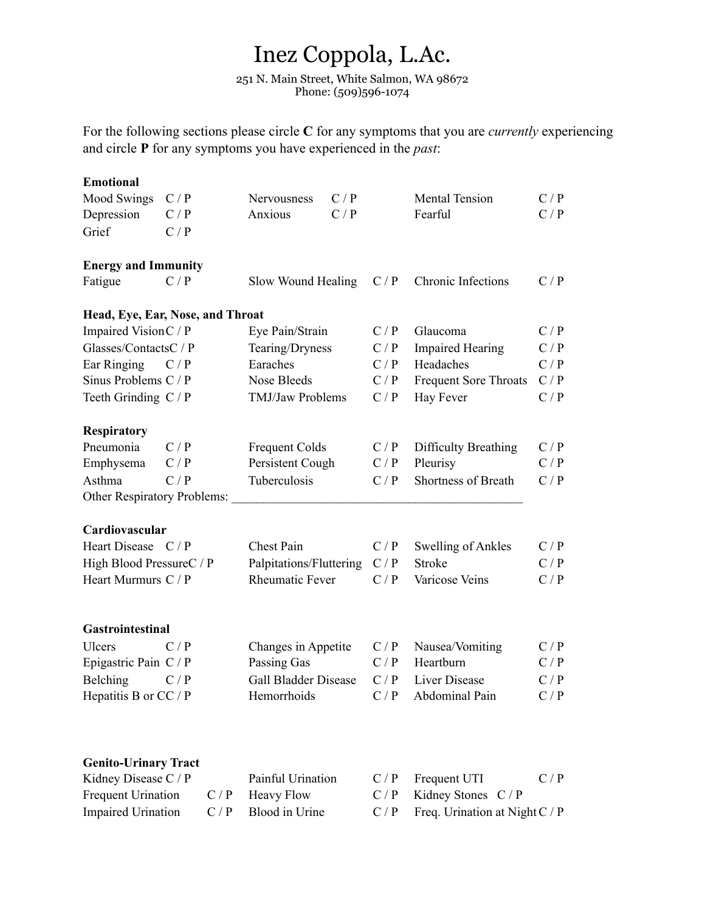# Inez Coppola, L.Ac.

251 N. Main Street, White Salmon, WA 98672
Phone: (509)596-1074

For the following sections please circle **C** for any symptoms that you are *currently* experiencing and circle **P** for any symptoms you have experienced in the *past*:

**Emotional**

| | | | | | |
|---|---|---|---|---|---|
| Mood Swings | C / P | Nervousness | C / P | Mental Tension | C / P |
| Depression | C / P | Anxious | C / P | Fearful | C / P |
| Grief | C / P | | | | |

**Energy and Immunity**

| | | | | | |
|---|---|---|---|---|---|
| Fatigue | C / P | Slow Wound Healing | C / P | Chronic Infections | C / P |

**Head, Eye, Ear, Nose, and Throat**

| | | | | | |
|---|---|---|---|---|---|
| Impaired Vision | C / P | Eye Pain/Strain | C / P | Glaucoma | C / P |
| Glasses/Contacts | C / P | Tearing/Dryness | C / P | Impaired Hearing | C / P |
| Ear Ringing | C / P | Earaches | C / P | Headaches | C / P |
| Sinus Problems | C / P | Nose Bleeds | C / P | Frequent Sore Throats | C / P |
| Teeth Grinding | C / P | TMJ/Jaw Problems | C / P | Hay Fever | C / P |

**Respiratory**

| | | | | | |
|---|---|---|---|---|---|
| Pneumonia | C / P | Frequent Colds | C / P | Difficulty Breathing | C / P |
| Emphysema | C / P | Persistent Cough | C / P | Pleurisy | C / P |
| Asthma | C / P | Tuberculosis | C / P | Shortness of Breath | C / P |

Other Respiratory Problems: ______________________________________________

**Cardiovascular**

| | | | | | |
|---|---|---|---|---|---|
| Heart Disease | C / P | Chest Pain | C / P | Swelling of Ankles | C / P |
| High Blood Pressure | C / P | Palpitations/Fluttering | C / P | Stroke | C / P |
| Heart Murmurs | C / P | Rheumatic Fever | C / P | Varicose Veins | C / P |

**Gastrointestinal**

| | | | | | |
|---|---|---|---|---|---|
| Ulcers | C / P | Changes in Appetite | C / P | Nausea/Vomiting | C / P |
| Epigastric Pain | C / P | Passing Gas | C / P | Heartburn | C / P |
| Belching | C / P | Gall Bladder Disease | C / P | Liver Disease | C / P |
| Hepatitis B or C | C / P | Hemorrhoids | C / P | Abdominal Pain | C / P |

**Genito-Urinary Tract**

| | | | | | |
|---|---|---|---|---|---|
| Kidney Disease | C / P | Painful Urination | C / P | Frequent UTI | C / P |
| Frequent Urination | C / P | Heavy Flow | C / P | Kidney Stones | C / P |
| Impaired Urination | C / P | Blood in Urine | C / P | Freq. Urination at Night | C / P |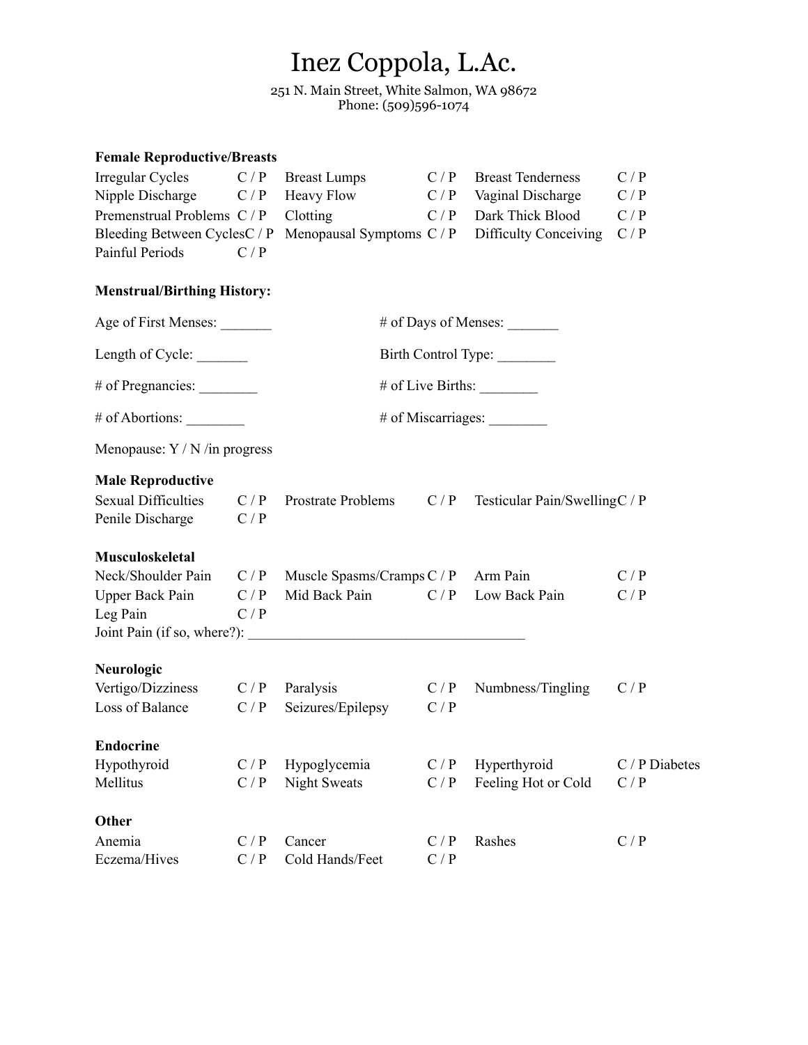# Inez Coppola, L.Ac.

251 N. Main Street, White Salmon, WA 98672
Phone: (509)596-1074

**Female Reproductive/Breasts**

| | | | | | |
|---|---|---|---|---|---|
| Irregular Cycles | C / P | Breast Lumps | C / P | Breast Tenderness | C / P |
| Nipple Discharge | C / P | Heavy Flow | C / P | Vaginal Discharge | C / P |
| Premenstrual Problems | C / P | Clotting | C / P | Dark Thick Blood | C / P |
| Bleeding Between Cycles | C / P | Menopausal Symptoms | C / P | Difficulty Conceiving | C / P |
| Painful Periods | C / P | | | | |

**Menstrual/Birthing History:**

Age of First Menses: _______ # of Days of Menses: _______

Length of Cycle: _______ Birth Control Type: ________

# of Pregnancies: ________ # of Live Births: ________

# of Abortions: ________ # of Miscarriages: ________

Menopause: Y / N /in progress

**Male Reproductive**

| | | | | | |
|---|---|---|---|---|---|
| Sexual Difficulties | C / P | Prostrate Problems | C / P | Testicular Pain/Swelling | C / P |
| Penile Discharge | C / P | | | | |

**Musculoskeletal**

| | | | | | |
|---|---|---|---|---|---|
| Neck/Shoulder Pain | C / P | Muscle Spasms/Cramps | C / P | Arm Pain | C / P |
| Upper Back Pain | C / P | Mid Back Pain | C / P | Low Back Pain | C / P |
| Leg Pain | C / P | | | | |

Joint Pain (if so, where?): _____________________________________

**Neurologic**

| | | | | | |
|---|---|---|---|---|---|
| Vertigo/Dizziness | C / P | Paralysis | C / P | Numbness/Tingling | C / P |
| Loss of Balance | C / P | Seizures/Epilepsy | C / P | | |

**Endocrine**

| | | | | | |
|---|---|---|---|---|---|
| Hypothyroid | C / P | Hypoglycemia | C / P | Hyperthyroid | C / P Diabetes |
| Mellitus | C / P | Night Sweats | C / P | Feeling Hot or Cold | C / P |

**Other**

| | | | | | |
|---|---|---|---|---|---|
| Anemia | C / P | Cancer | C / P | Rashes | C / P |
| Eczema/Hives | C / P | Cold Hands/Feet | C / P | | |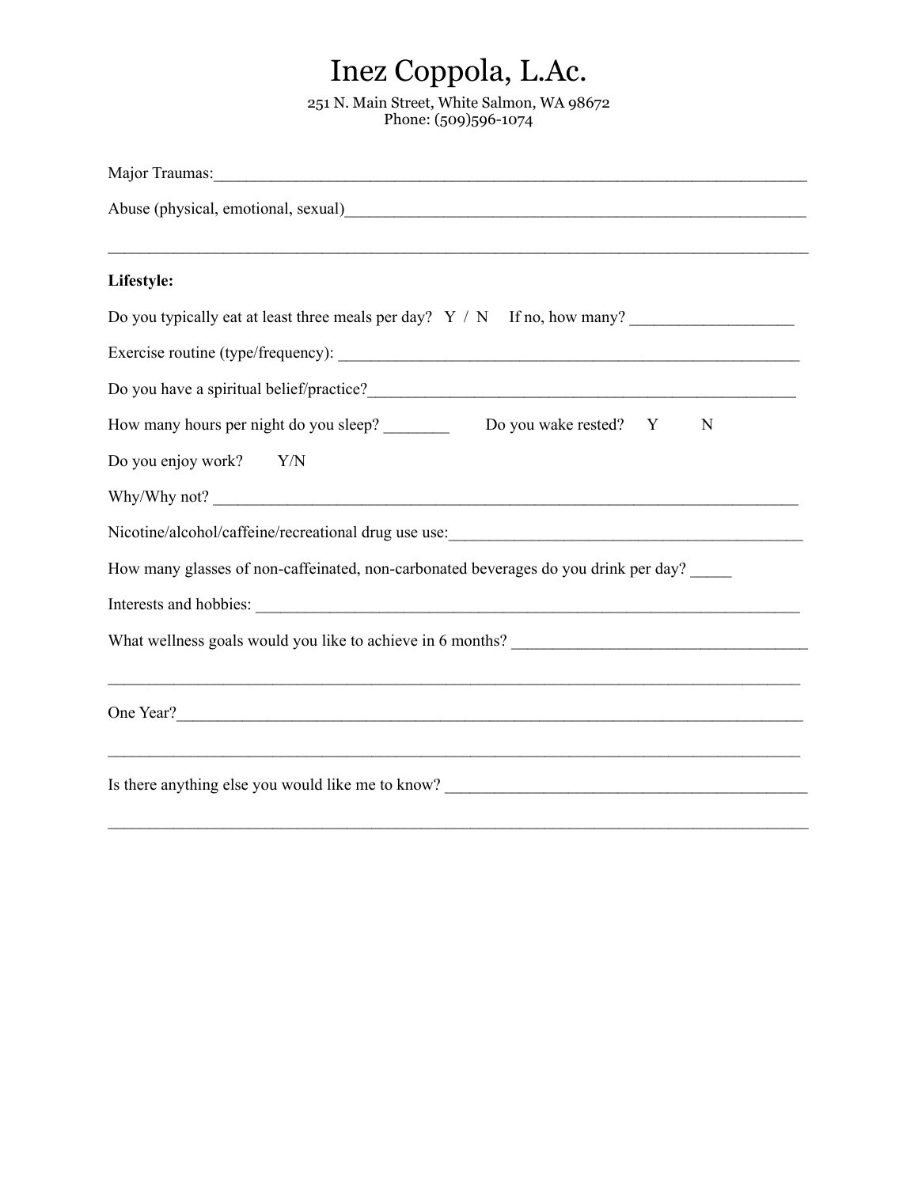# Inez Coppola, L.Ac.

251 N. Main Street, White Salmon, WA 98672
Phone: (509)596-1074

Major Traumas:___________________________________________________________________________

Abuse (physical, emotional, sexual)_________________________________________________________

_____________________________________________________________________________________

**Lifestyle:**

Do you typically eat at least three meals per day? Y / N If no, how many? ___________________

Exercise routine (type/frequency): _________________________________________________________

Do you have a spiritual belief/practice?____________________________________________________

How many hours per night do you sleep? ________ Do you wake rested? Y N

Do you enjoy work? Y/N

Why/Why not? ___________________________________________________________________________

Nicotine/alcohol/caffeine/recreational drug use use:_____________________________________________

How many glasses of non-caffeinated, non-carbonated beverages do you drink per day? _____

Interests and hobbies: ____________________________________________________________________

What wellness goals would you like to achieve in 6 months? ___________________________________

_____________________________________________________________________________________

One Year?_______________________________________________________________________________

_____________________________________________________________________________________

Is there anything else you would like me to know? ___________________________________________

_____________________________________________________________________________________